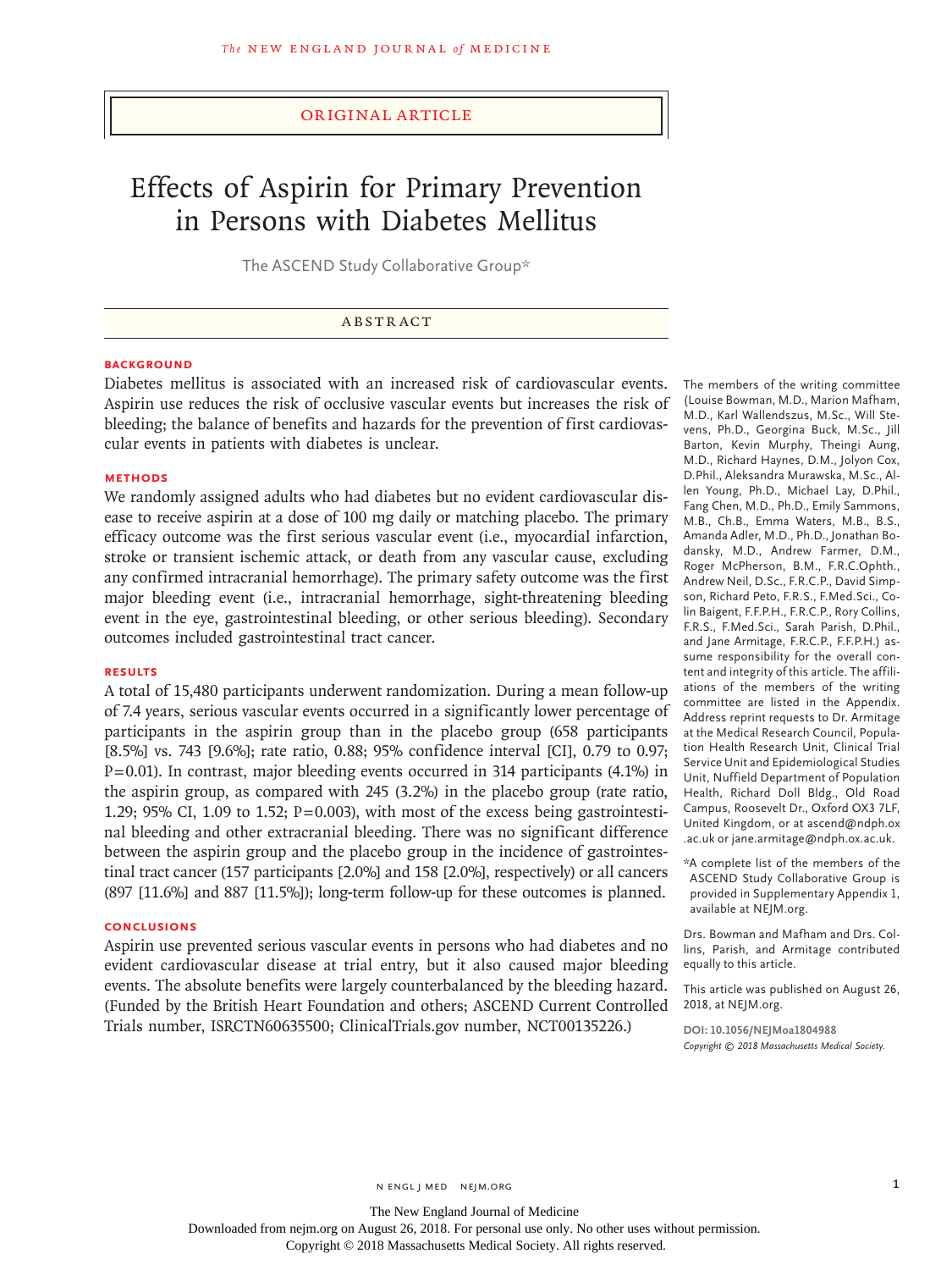ORIGINAL ARTICLE

# Effects of Aspirin for Primary Prevention in Persons with Diabetes Mellitus

The ASCEND Study Collaborative Group*

## ABSTRACT

### BACKGROUND

Diabetes mellitus is associated with an increased risk of cardiovascular events. Aspirin use reduces the risk of occlusive vascular events but increases the risk of bleeding; the balance of benefits and hazards for the prevention of first cardiovascular events in patients with diabetes is unclear.

### METHODS

We randomly assigned adults who had diabetes but no evident cardiovascular disease to receive aspirin at a dose of 100 mg daily or matching placebo. The primary efficacy outcome was the first serious vascular event (i.e., myocardial infarction, stroke or transient ischemic attack, or death from any vascular cause, excluding any confirmed intracranial hemorrhage). The primary safety outcome was the first major bleeding event (i.e., intracranial hemorrhage, sight-threatening bleeding event in the eye, gastrointestinal bleeding, or other serious bleeding). Secondary outcomes included gastrointestinal tract cancer.

### RESULTS

A total of 15,480 participants underwent randomization. During a mean follow-up of 7.4 years, serious vascular events occurred in a significantly lower percentage of participants in the aspirin group than in the placebo group (658 participants [8.5%] vs. 743 [9.6%]; rate ratio, 0.88; 95% confidence interval [CI], 0.79 to 0.97; P=0.01). In contrast, major bleeding events occurred in 314 participants (4.1%) in the aspirin group, as compared with 245 (3.2%) in the placebo group (rate ratio, 1.29; 95% CI, 1.09 to 1.52; P=0.003), with most of the excess being gastrointestinal bleeding and other extracranial bleeding. There was no significant difference between the aspirin group and the placebo group in the incidence of gastrointestinal tract cancer (157 participants [2.0%] and 158 [2.0%], respectively) or all cancers (897 [11.6%] and 887 [11.5%]); long-term follow-up for these outcomes is planned.

### CONCLUSIONS

Aspirin use prevented serious vascular events in persons who had diabetes and no evident cardiovascular disease at trial entry, but it also caused major bleeding events. The absolute benefits were largely counterbalanced by the bleeding hazard. (Funded by the British Heart Foundation and others; ASCEND Current Controlled Trials number, ISRCTN60635500; ClinicalTrials.gov number, NCT00135226.)

The members of the writing committee (Louise Bowman, M.D., Marion Mafham, M.D., Karl Wallendszus, M.Sc., Will Stevens, Ph.D., Georgina Buck, M.Sc., Jill Barton, Kevin Murphy, Theingi Aung, M.D., Richard Haynes, D.M., Jolyon Cox, D.Phil., Aleksandra Murawska, M.Sc., Allen Young, Ph.D., Michael Lay, D.Phil., Fang Chen, M.D., Ph.D., Emily Sammons, M.B., Ch.B., Emma Waters, M.B., B.S., Amanda Adler, M.D., Ph.D., Jonathan Bodansky, M.D., Andrew Farmer, D.M., Roger McPherson, B.M., F.R.C.Ophth., Andrew Neil, D.Sc., F.R.C.P., David Simpson, Richard Peto, F.R.S., F.Med.Sci., Colin Baigent, F.F.P.H., F.R.C.P., Rory Collins, F.R.S., F.Med.Sci., Sarah Parish, D.Phil., and Jane Armitage, F.R.C.P., F.F.P.H.) assume responsibility for the overall content and integrity of this article. The affiliations of the members of the writing committee are listed in the Appendix. Address reprint requests to Dr. Armitage at the Medical Research Council, Population Health Research Unit, Clinical Trial Service Unit and Epidemiological Studies Unit, Nuffield Department of Population Health, Richard Doll Bldg., Old Road Campus, Roosevelt Dr., Oxford OX3 7LF, United Kingdom, or at ascend@ndph.ox.ac.uk or jane.armitage@ndph.ox.ac.uk.

*A complete list of the members of the ASCEND Study Collaborative Group is provided in Supplementary Appendix 1, available at NEJM.org.

Drs. Bowman and Mafham and Drs. Collins, Parish, and Armitage contributed equally to this article.

This article was published on August 26, 2018, at NEJM.org.

DOI: 10.1056/NEJMoa1804988

*Copyright © 2018 Massachusetts Medical Society.*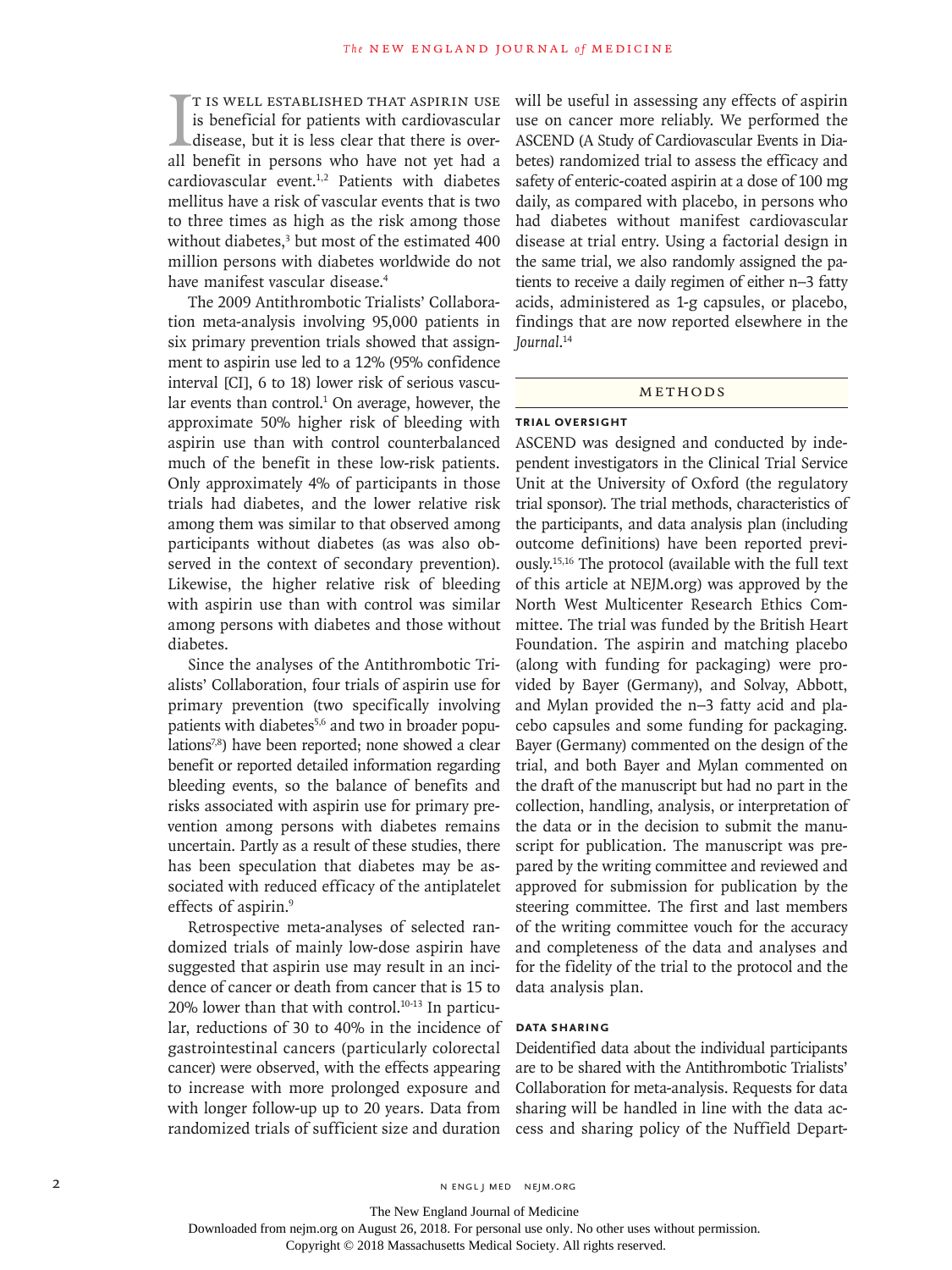It is well established that aspirin use is beneficial for patients with cardiovascular disease, but it is less clear that there is overall benefit in persons who have not yet had a cardiovascular event.[1,2] Patients with diabetes mellitus have a risk of vascular events that is two to three times as high as the risk among those without diabetes,[3] but most of the estimated 400 million persons with diabetes worldwide do not have manifest vascular disease.[4]

The 2009 Antithrombotic Trialists' Collaboration meta-analysis involving 95,000 patients in six primary prevention trials showed that assignment to aspirin use led to a 12% (95% confidence interval [CI], 6 to 18) lower risk of serious vascular events than control.[1] On average, however, the approximate 50% higher risk of bleeding with aspirin use than with control counterbalanced much of the benefit in these low-risk patients. Only approximately 4% of participants in those trials had diabetes, and the lower relative risk among them was similar to that observed among participants without diabetes (as was also observed in the context of secondary prevention). Likewise, the higher relative risk of bleeding with aspirin use than with control was similar among persons with diabetes and those without diabetes.

Since the analyses of the Antithrombotic Trialists' Collaboration, four trials of aspirin use for primary prevention (two specifically involving patients with diabetes[5,6] and two in broader populations[7,8]) have been reported; none showed a clear benefit or reported detailed information regarding bleeding events, so the balance of benefits and risks associated with aspirin use for primary prevention among persons with diabetes remains uncertain. Partly as a result of these studies, there has been speculation that diabetes may be associated with reduced efficacy of the antiplatelet effects of aspirin.[9]

Retrospective meta-analyses of selected randomized trials of mainly low-dose aspirin have suggested that aspirin use may result in an incidence of cancer or death from cancer that is 15 to 20% lower than that with control.[10-13] In particular, reductions of 30 to 40% in the incidence of gastrointestinal cancers (particularly colorectal cancer) were observed, with the effects appearing to increase with more prolonged exposure and with longer follow-up up to 20 years. Data from randomized trials of sufficient size and duration will be useful in assessing any effects of aspirin use on cancer more reliably. We performed the ASCEND (A Study of Cardiovascular Events in Diabetes) randomized trial to assess the efficacy and safety of enteric-coated aspirin at a dose of 100 mg daily, as compared with placebo, in persons who had diabetes without manifest cardiovascular disease at trial entry. Using a factorial design in the same trial, we also randomly assigned the patients to receive a daily regimen of either n–3 fatty acids, administered as 1-g capsules, or placebo, findings that are now reported elsewhere in the *Journal*.[14]

## Methods

### Trial Oversight

ASCEND was designed and conducted by independent investigators in the Clinical Trial Service Unit at the University of Oxford (the regulatory trial sponsor). The trial methods, characteristics of the participants, and data analysis plan (including outcome definitions) have been reported previously.[15,16] The protocol (available with the full text of this article at NEJM.org) was approved by the North West Multicenter Research Ethics Committee. The trial was funded by the British Heart Foundation. The aspirin and matching placebo (along with funding for packaging) were provided by Bayer (Germany), and Solvay, Abbott, and Mylan provided the n–3 fatty acid and placebo capsules and some funding for packaging. Bayer (Germany) commented on the design of the trial, and both Bayer and Mylan commented on the draft of the manuscript but had no part in the collection, handling, analysis, or interpretation of the data or in the decision to submit the manuscript for publication. The manuscript was prepared by the writing committee and reviewed and approved for submission for publication by the steering committee. The first and last members of the writing committee vouch for the accuracy and completeness of the data and analyses and for the fidelity of the trial to the protocol and the data analysis plan.

### Data Sharing

Deidentified data about the individual participants are to be shared with the Antithrombotic Trialists' Collaboration for meta-analysis. Requests for data sharing will be handled in line with the data access and sharing policy of the Nuffield Depart-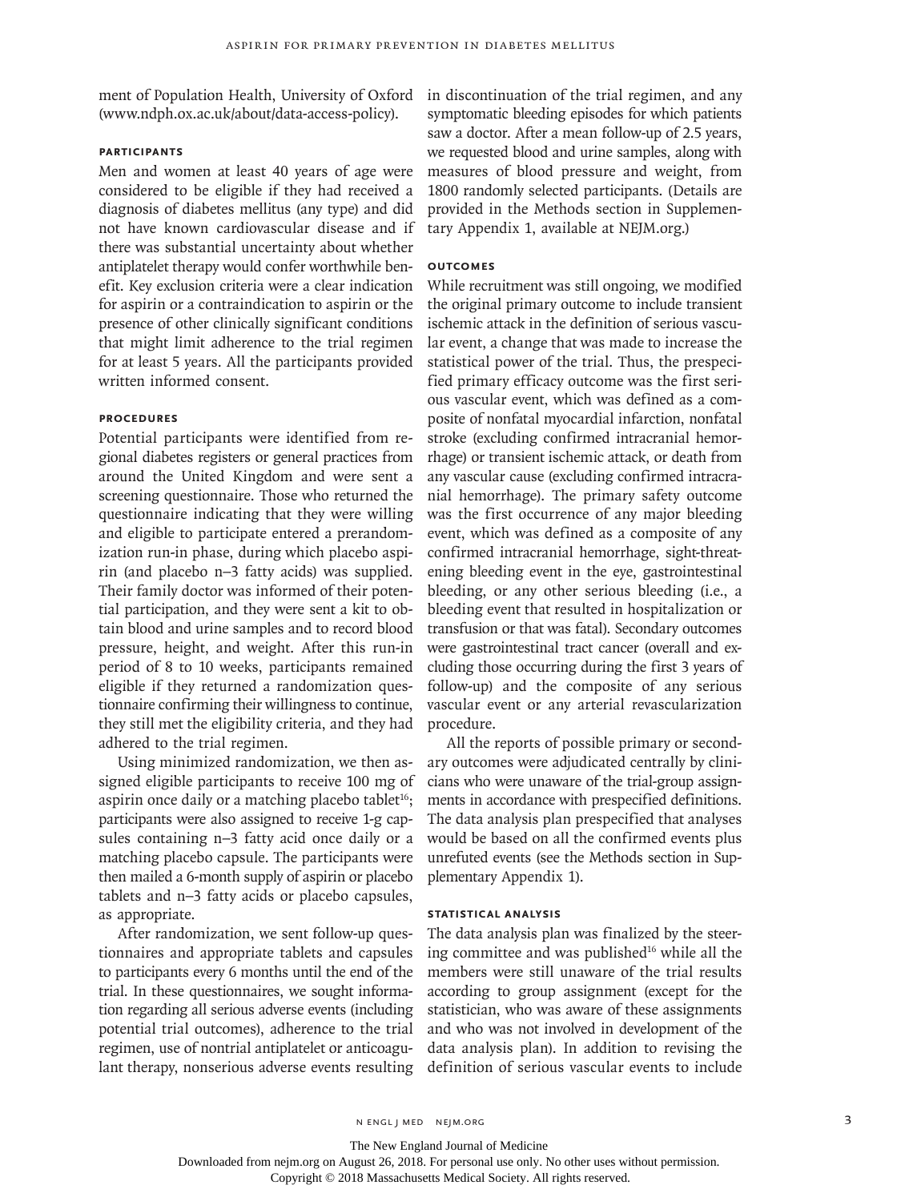ment of Population Health, University of Oxford (www.ndph.ox.ac.uk/about/data-access-policy).

### Participants

Men and women at least 40 years of age were considered to be eligible if they had received a diagnosis of diabetes mellitus (any type) and did not have known cardiovascular disease and if there was substantial uncertainty about whether antiplatelet therapy would confer worthwhile benefit. Key exclusion criteria were a clear indication for aspirin or a contraindication to aspirin or the presence of other clinically significant conditions that might limit adherence to the trial regimen for at least 5 years. All the participants provided written informed consent.

### Procedures

Potential participants were identified from regional diabetes registers or general practices from around the United Kingdom and were sent a screening questionnaire. Those who returned the questionnaire indicating that they were willing and eligible to participate entered a prerandomization run-in phase, during which placebo aspirin (and placebo n−3 fatty acids) was supplied. Their family doctor was informed of their potential participation, and they were sent a kit to obtain blood and urine samples and to record blood pressure, height, and weight. After this run-in period of 8 to 10 weeks, participants remained eligible if they returned a randomization questionnaire confirming their willingness to continue, they still met the eligibility criteria, and they had adhered to the trial regimen.

Using minimized randomization, we then assigned eligible participants to receive 100 mg of aspirin once daily or a matching placebo tablet[16]; participants were also assigned to receive 1-g capsules containing n−3 fatty acid once daily or a matching placebo capsule. The participants were then mailed a 6-month supply of aspirin or placebo tablets and n−3 fatty acids or placebo capsules, as appropriate.

After randomization, we sent follow-up questionnaires and appropriate tablets and capsules to participants every 6 months until the end of the trial. In these questionnaires, we sought information regarding all serious adverse events (including potential trial outcomes), adherence to the trial regimen, use of nontrial antiplatelet or anticoagulant therapy, nonserious adverse events resulting in discontinuation of the trial regimen, and any symptomatic bleeding episodes for which patients saw a doctor. After a mean follow-up of 2.5 years, we requested blood and urine samples, along with measures of blood pressure and weight, from 1800 randomly selected participants. (Details are provided in the Methods section in Supplementary Appendix 1, available at NEJM.org.)

### Outcomes

While recruitment was still ongoing, we modified the original primary outcome to include transient ischemic attack in the definition of serious vascular event, a change that was made to increase the statistical power of the trial. Thus, the prespecified primary efficacy outcome was the first serious vascular event, which was defined as a composite of nonfatal myocardial infarction, nonfatal stroke (excluding confirmed intracranial hemorrhage) or transient ischemic attack, or death from any vascular cause (excluding confirmed intracranial hemorrhage). The primary safety outcome was the first occurrence of any major bleeding event, which was defined as a composite of any confirmed intracranial hemorrhage, sight-threatening bleeding event in the eye, gastrointestinal bleeding, or any other serious bleeding (i.e., a bleeding event that resulted in hospitalization or transfusion or that was fatal). Secondary outcomes were gastrointestinal tract cancer (overall and excluding those occurring during the first 3 years of follow-up) and the composite of any serious vascular event or any arterial revascularization procedure.

All the reports of possible primary or secondary outcomes were adjudicated centrally by clinicians who were unaware of the trial-group assignments in accordance with prespecified definitions. The data analysis plan prespecified that analyses would be based on all the confirmed events plus unrefuted events (see the Methods section in Supplementary Appendix 1).

### Statistical Analysis

The data analysis plan was finalized by the steering committee and was published[16] while all the members were still unaware of the trial results according to group assignment (except for the statistician, who was aware of these assignments and who was not involved in development of the data analysis plan). In addition to revising the definition of serious vascular events to include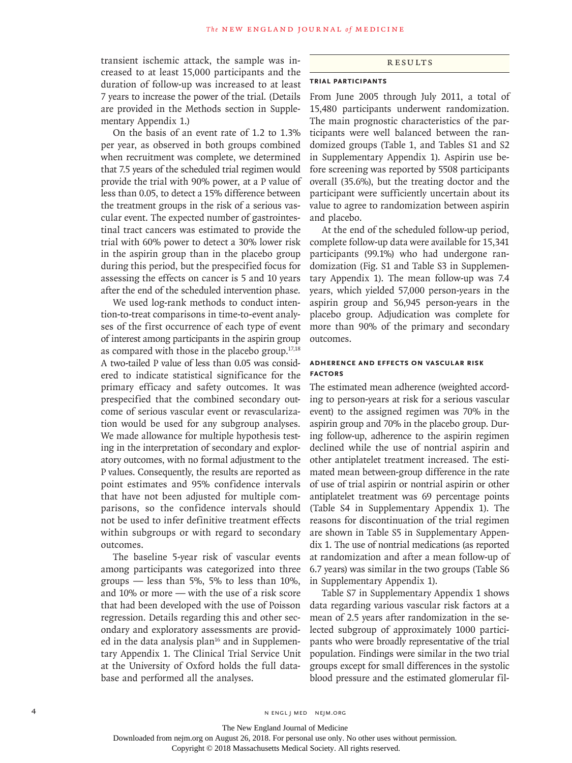transient ischemic attack, the sample was increased to at least 15,000 participants and the duration of follow-up was increased to at least 7 years to increase the power of the trial. (Details are provided in the Methods section in Supplementary Appendix 1.)

On the basis of an event rate of 1.2 to 1.3% per year, as observed in both groups combined when recruitment was complete, we determined that 7.5 years of the scheduled trial regimen would provide the trial with 90% power, at a P value of less than 0.05, to detect a 15% difference between the treatment groups in the risk of a serious vascular event. The expected number of gastrointestinal tract cancers was estimated to provide the trial with 60% power to detect a 30% lower risk in the aspirin group than in the placebo group during this period, but the prespecified focus for assessing the effects on cancer is 5 and 10 years after the end of the scheduled intervention phase.

We used log-rank methods to conduct intention-to-treat comparisons in time-to-event analyses of the first occurrence of each type of event of interest among participants in the aspirin group as compared with those in the placebo group.[17,18] A two-tailed P value of less than 0.05 was considered to indicate statistical significance for the primary efficacy and safety outcomes. It was prespecified that the combined secondary outcome of serious vascular event or revascularization would be used for any subgroup analyses. We made allowance for multiple hypothesis testing in the interpretation of secondary and exploratory outcomes, with no formal adjustment to the P values. Consequently, the results are reported as point estimates and 95% confidence intervals that have not been adjusted for multiple comparisons, so the confidence intervals should not be used to infer definitive treatment effects within subgroups or with regard to secondary outcomes.

The baseline 5-year risk of vascular events among participants was categorized into three groups — less than 5%, 5% to less than 10%, and 10% or more — with the use of a risk score that had been developed with the use of Poisson regression. Details regarding this and other secondary and exploratory assessments are provided in the data analysis plan[16] and in Supplementary Appendix 1. The Clinical Trial Service Unit at the University of Oxford holds the full database and performed all the analyses.

## RESULTS

### TRIAL PARTICIPANTS

From June 2005 through July 2011, a total of 15,480 participants underwent randomization. The main prognostic characteristics of the participants were well balanced between the randomized groups (Table 1, and Tables S1 and S2 in Supplementary Appendix 1). Aspirin use before screening was reported by 5508 participants overall (35.6%), but the treating doctor and the participant were sufficiently uncertain about its value to agree to randomization between aspirin and placebo.

At the end of the scheduled follow-up period, complete follow-up data were available for 15,341 participants (99.1%) who had undergone randomization (Fig. S1 and Table S3 in Supplementary Appendix 1). The mean follow-up was 7.4 years, which yielded 57,000 person-years in the aspirin group and 56,945 person-years in the placebo group. Adjudication was complete for more than 90% of the primary and secondary outcomes.

### ADHERENCE AND EFFECTS ON VASCULAR RISK FACTORS

The estimated mean adherence (weighted according to person-years at risk for a serious vascular event) to the assigned regimen was 70% in the aspirin group and 70% in the placebo group. During follow-up, adherence to the aspirin regimen declined while the use of nontrial aspirin and other antiplatelet treatment increased. The estimated mean between-group difference in the rate of use of trial aspirin or nontrial aspirin or other antiplatelet treatment was 69 percentage points (Table S4 in Supplementary Appendix 1). The reasons for discontinuation of the trial regimen are shown in Table S5 in Supplementary Appendix 1. The use of nontrial medications (as reported at randomization and after a mean follow-up of 6.7 years) was similar in the two groups (Table S6 in Supplementary Appendix 1).

Table S7 in Supplementary Appendix 1 shows data regarding various vascular risk factors at a mean of 2.5 years after randomization in the selected subgroup of approximately 1000 participants who were broadly representative of the trial population. Findings were similar in the two trial groups except for small differences in the systolic blood pressure and the estimated glomerular fil-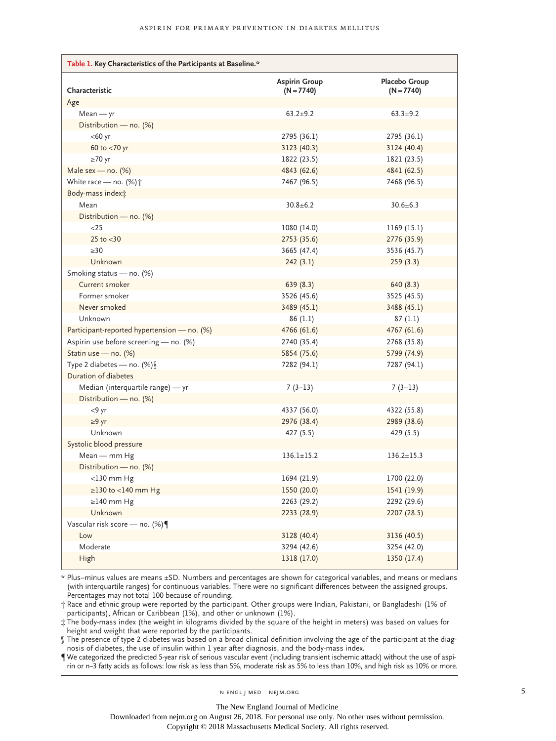**Table 1. Key Characteristics of the Participants at Baseline.***

| Characteristic | Aspirin Group (N=7740) | Placebo Group (N=7740) |
|---|---|---|
| Age | | |
| Mean — yr | 63.2±9.2 | 63.3±9.2 |
| Distribution — no. (%) | | |
| <60 yr | 2795 (36.1) | 2795 (36.1) |
| 60 to <70 yr | 3123 (40.3) | 3124 (40.4) |
| ≥70 yr | 1822 (23.5) | 1821 (23.5) |
| Male sex — no. (%) | 4843 (62.6) | 4841 (62.5) |
| White race — no. (%)† | 7467 (96.5) | 7468 (96.5) |
| Body-mass index‡ | | |
| Mean | 30.8±6.2 | 30.6±6.3 |
| Distribution — no. (%) | | |
| <25 | 1080 (14.0) | 1169 (15.1) |
| 25 to <30 | 2753 (35.6) | 2776 (35.9) |
| ≥30 | 3665 (47.4) | 3536 (45.7) |
| Unknown | 242 (3.1) | 259 (3.3) |
| Smoking status — no. (%) | | |
| Current smoker | 639 (8.3) | 640 (8.3) |
| Former smoker | 3526 (45.6) | 3525 (45.5) |
| Never smoked | 3489 (45.1) | 3488 (45.1) |
| Unknown | 86 (1.1) | 87 (1.1) |
| Participant-reported hypertension — no. (%) | 4766 (61.6) | 4767 (61.6) |
| Aspirin use before screening — no. (%) | 2740 (35.4) | 2768 (35.8) |
| Statin use — no. (%) | 5854 (75.6) | 5799 (74.9) |
| Type 2 diabetes — no. (%)§ | 7282 (94.1) | 7287 (94.1) |
| Duration of diabetes | | |
| Median (interquartile range) — yr | 7 (3–13) | 7 (3–13) |
| Distribution — no. (%) | | |
| <9 yr | 4337 (56.0) | 4322 (55.8) |
| ≥9 yr | 2976 (38.4) | 2989 (38.6) |
| Unknown | 427 (5.5) | 429 (5.5) |
| Systolic blood pressure | | |
| Mean — mm Hg | 136.1±15.2 | 136.2±15.3 |
| Distribution — no. (%) | | |
| <130 mm Hg | 1694 (21.9) | 1700 (22.0) |
| ≥130 to <140 mm Hg | 1550 (20.0) | 1541 (19.9) |
| ≥140 mm Hg | 2263 (29.2) | 2292 (29.6) |
| Unknown | 2233 (28.9) | 2207 (28.5) |
| Vascular risk score — no. (%)¶ | | |
| Low | 3128 (40.4) | 3136 (40.5) |
| Moderate | 3294 (42.6) | 3254 (42.0) |
| High | 1318 (17.0) | 1350 (17.4) |

\* Plus–minus values are means ±SD. Numbers and percentages are shown for categorical variables, and means or medians (with interquartile ranges) for continuous variables. There were no significant differences between the assigned groups. Percentages may not total 100 because of rounding.

† Race and ethnic group were reported by the participant. Other groups were Indian, Pakistani, or Bangladeshi (1% of participants), African or Caribbean (1%), and other or unknown (1%).

‡ The body-mass index (the weight in kilograms divided by the square of the height in meters) was based on values for height and weight that were reported by the participants.

§ The presence of type 2 diabetes was based on a broad clinical definition involving the age of the participant at the diagnosis of diabetes, the use of insulin within 1 year after diagnosis, and the body-mass index.

¶ We categorized the predicted 5-year risk of serious vascular event (including transient ischemic attack) without the use of aspirin or n−3 fatty acids as follows: low risk as less than 5%, moderate risk as 5% to less than 10%, and high risk as 10% or more.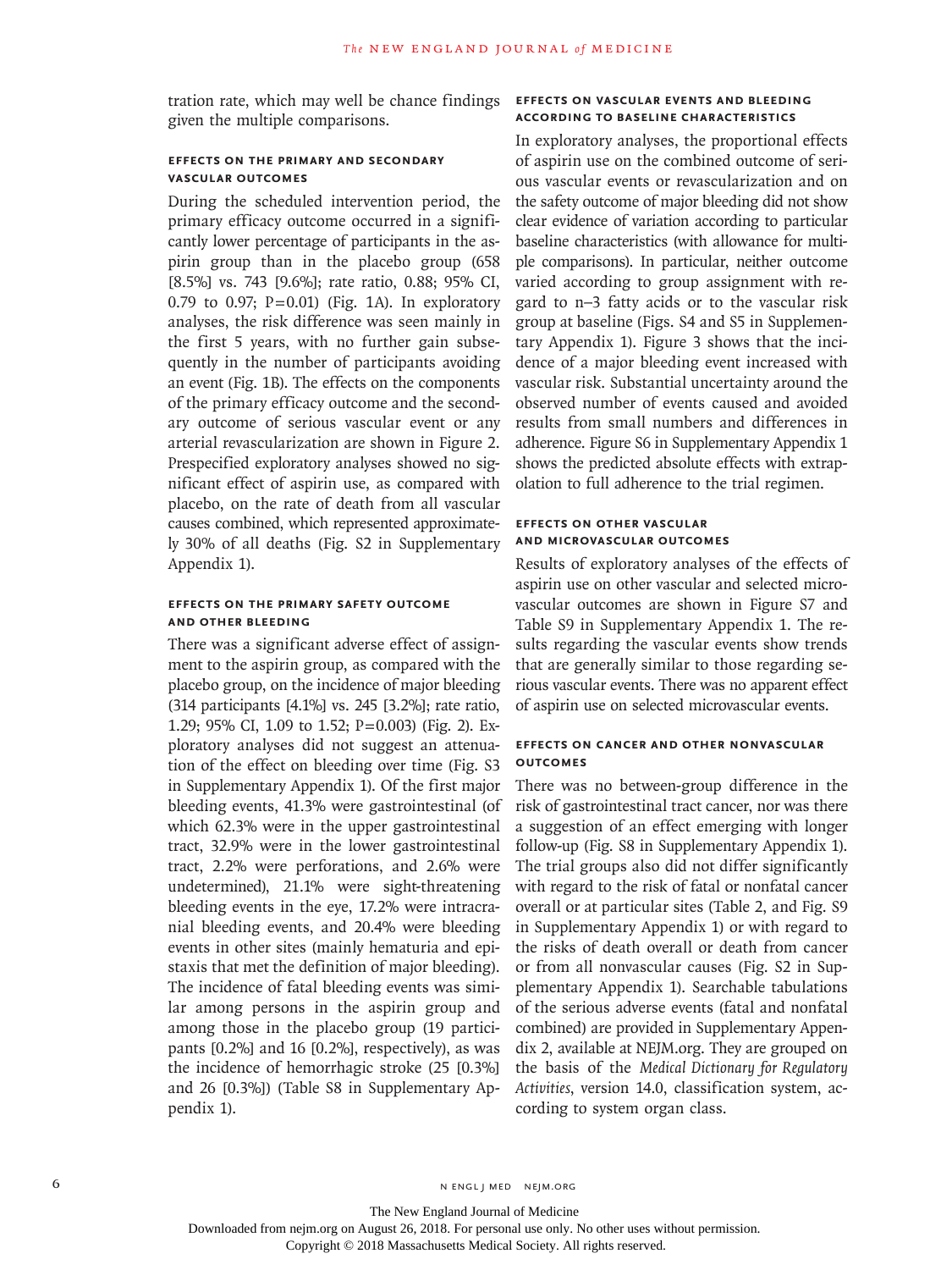tration rate, which may well be chance findings given the multiple comparisons.

### Effects on the Primary and Secondary Vascular Outcomes

During the scheduled intervention period, the primary efficacy outcome occurred in a significantly lower percentage of participants in the aspirin group than in the placebo group (658 [8.5%] vs. 743 [9.6%]; rate ratio, 0.88; 95% CI, 0.79 to 0.97; P=0.01) (Fig. 1A). In exploratory analyses, the risk difference was seen mainly in the first 5 years, with no further gain subsequently in the number of participants avoiding an event (Fig. 1B). The effects on the components of the primary efficacy outcome and the secondary outcome of serious vascular event or any arterial revascularization are shown in Figure 2. Prespecified exploratory analyses showed no significant effect of aspirin use, as compared with placebo, on the rate of death from all vascular causes combined, which represented approximately 30% of all deaths (Fig. S2 in Supplementary Appendix 1).

### Effects on the Primary Safety Outcome and Other Bleeding

There was a significant adverse effect of assignment to the aspirin group, as compared with the placebo group, on the incidence of major bleeding (314 participants [4.1%] vs. 245 [3.2%]; rate ratio, 1.29; 95% CI, 1.09 to 1.52; P=0.003) (Fig. 2). Exploratory analyses did not suggest an attenuation of the effect on bleeding over time (Fig. S3 in Supplementary Appendix 1). Of the first major bleeding events, 41.3% were gastrointestinal (of which 62.3% were in the upper gastrointestinal tract, 32.9% were in the lower gastrointestinal tract, 2.2% were perforations, and 2.6% were undetermined), 21.1% were sight-threatening bleeding events in the eye, 17.2% were intracranial bleeding events, and 20.4% were bleeding events in other sites (mainly hematuria and epistaxis that met the definition of major bleeding). The incidence of fatal bleeding events was similar among persons in the aspirin group and among those in the placebo group (19 participants [0.2%] and 16 [0.2%], respectively), as was the incidence of hemorrhagic stroke (25 [0.3%] and 26 [0.3%]) (Table S8 in Supplementary Appendix 1).

### Effects on Vascular Events and Bleeding According to Baseline Characteristics

In exploratory analyses, the proportional effects of aspirin use on the combined outcome of serious vascular events or revascularization and on the safety outcome of major bleeding did not show clear evidence of variation according to particular baseline characteristics (with allowance for multiple comparisons). In particular, neither outcome varied according to group assignment with regard to n−3 fatty acids or to the vascular risk group at baseline (Figs. S4 and S5 in Supplementary Appendix 1). Figure 3 shows that the incidence of a major bleeding event increased with vascular risk. Substantial uncertainty around the observed number of events caused and avoided results from small numbers and differences in adherence. Figure S6 in Supplementary Appendix 1 shows the predicted absolute effects with extrapolation to full adherence to the trial regimen.

### Effects on Other Vascular and Microvascular Outcomes

Results of exploratory analyses of the effects of aspirin use on other vascular and selected microvascular outcomes are shown in Figure S7 and Table S9 in Supplementary Appendix 1. The results regarding the vascular events show trends that are generally similar to those regarding serious vascular events. There was no apparent effect of aspirin use on selected microvascular events.

### Effects on Cancer and Other Nonvascular Outcomes

There was no between-group difference in the risk of gastrointestinal tract cancer, nor was there a suggestion of an effect emerging with longer follow-up (Fig. S8 in Supplementary Appendix 1). The trial groups also did not differ significantly with regard to the risk of fatal or nonfatal cancer overall or at particular sites (Table 2, and Fig. S9 in Supplementary Appendix 1) or with regard to the risks of death overall or death from cancer or from all nonvascular causes (Fig. S2 in Supplementary Appendix 1). Searchable tabulations of the serious adverse events (fatal and nonfatal combined) are provided in Supplementary Appendix 2, available at NEJM.org. They are grouped on the basis of the *Medical Dictionary for Regulatory Activities*, version 14.0, classification system, according to system organ class.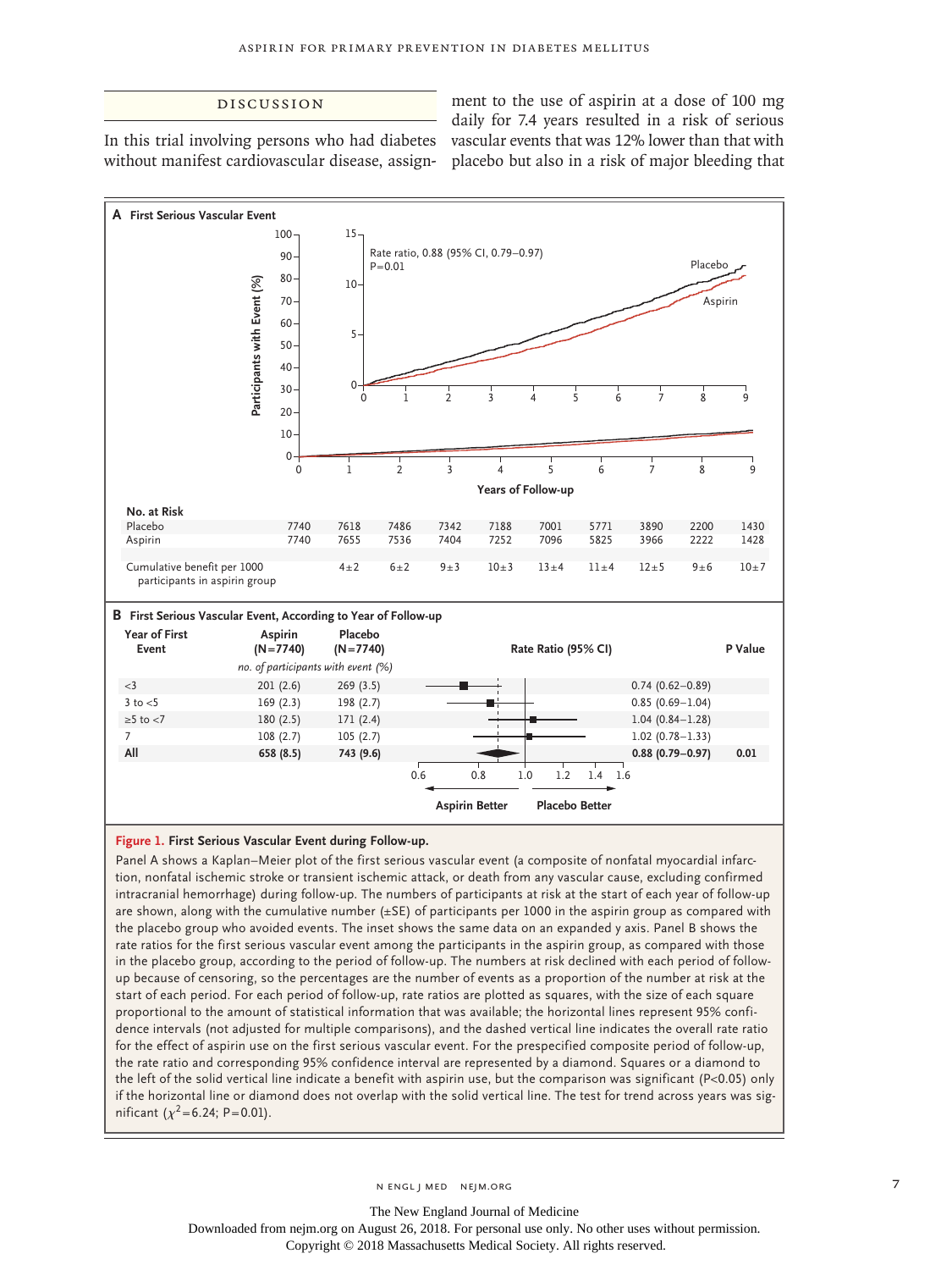## Discussion

In this trial involving persons who had diabetes without manifest cardiovascular disease, assignment to the use of aspirin at a dose of 100 mg daily for 7.4 years resulted in a risk of serious vascular events that was 12% lower than that with placebo but also in a risk of major bleeding that

**A First Serious Vascular Event**

Rate ratio, 0.88 (95% CI, 0.79–0.97)
P=0.01

| No. at Risk | 0 | 1 | 2 | 3 | 4 | 5 | 6 | 7 | 8 | 9 |
|---|---|---|---|---|---|---|---|---|---|---|
| Placebo | 7740 | 7618 | 7486 | 7342 | 7188 | 7001 | 5771 | 3890 | 2200 | 1430 |
| Aspirin | 7740 | 7655 | 7536 | 7404 | 7252 | 7096 | 5825 | 3966 | 2222 | 1428 |
| Cumulative benefit per 1000 participants in aspirin group | | 4±2 | 6±2 | 9±3 | 10±3 | 13±4 | 11±4 | 12±5 | 9±6 | 10±7 |

**B First Serious Vascular Event, According to Year of Follow-up**

| Year of First Event | Aspirin (N=7740) | Placebo (N=7740) | Rate Ratio (95% CI) | P Value |
|---|---|---|---|---|
| | *no. of participants with event (%)* | | | |
| <3 | 201 (2.6) | 269 (3.5) | 0.74 (0.62–0.89) | |
| 3 to <5 | 169 (2.3) | 198 (2.7) | 0.85 (0.69–1.04) | |
| ≥5 to <7 | 180 (2.5) | 171 (2.4) | 1.04 (0.84–1.28) | |
| 7 | 108 (2.7) | 105 (2.7) | 1.02 (0.78–1.33) | |
| **All** | **658 (8.5)** | **743 (9.6)** | **0.88 (0.79–0.97)** | **0.01** |

**Figure 1. First Serious Vascular Event during Follow-up.**

Panel A shows a Kaplan–Meier plot of the first serious vascular event (a composite of nonfatal myocardial infarction, nonfatal ischemic stroke or transient ischemic attack, or death from any vascular cause, excluding confirmed intracranial hemorrhage) during follow-up. The numbers of participants at risk at the start of each year of follow-up are shown, along with the cumulative number (±SE) of participants per 1000 in the aspirin group as compared with the placebo group who avoided events. The inset shows the same data on an expanded y axis. Panel B shows the rate ratios for the first serious vascular event among the participants in the aspirin group, as compared with those in the placebo group, according to the period of follow-up. The numbers at risk declined with each period of follow-up because of censoring, so the percentages are the number of events as a proportion of the number at risk at the start of each period. For each period of follow-up, rate ratios are plotted as squares, with the size of each square proportional to the amount of statistical information that was available; the horizontal lines represent 95% confidence intervals (not adjusted for multiple comparisons), and the dashed vertical line indicates the overall rate ratio for the effect of aspirin use on the first serious vascular event. For the prespecified composite period of follow-up, the rate ratio and corresponding 95% confidence interval are represented by a diamond. Squares or a diamond to the left of the solid vertical line indicate a benefit with aspirin use, but the comparison was significant ($P<0.05$) only if the horizontal line or diamond does not overlap with the solid vertical line. The test for trend across years was significant ($\chi^2=6.24$; $P=0.01$).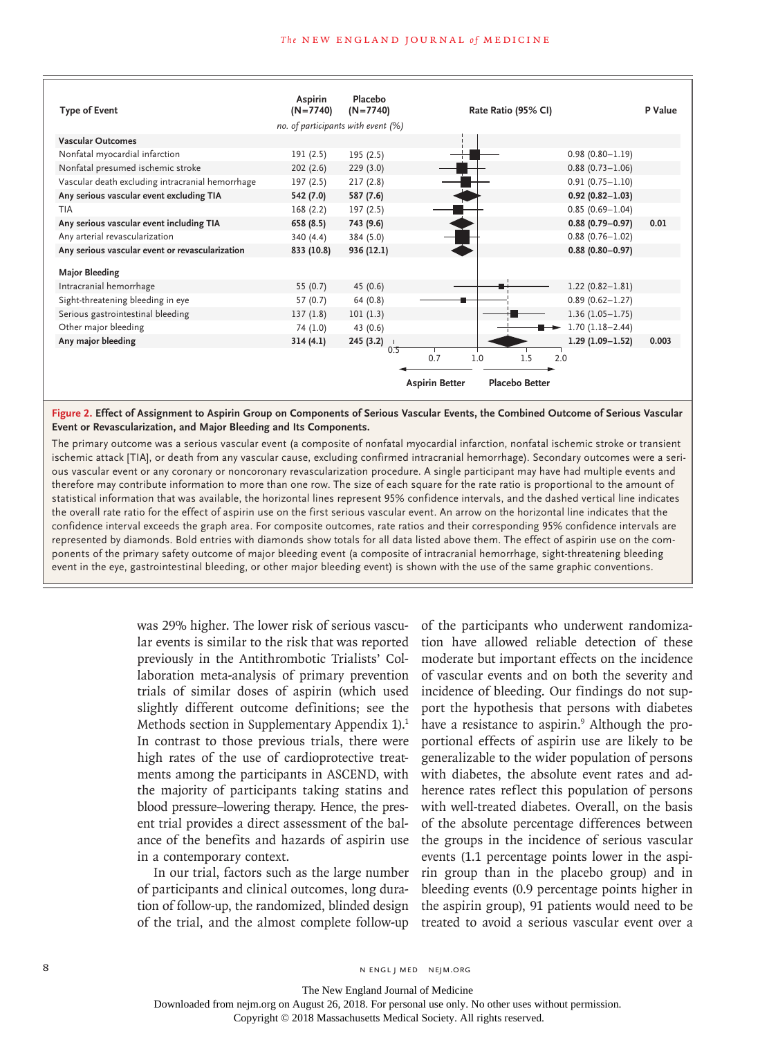| Type of Event | Aspirin (N=7740) | Placebo (N=7740) | Rate Ratio (95% CI) | P Value |
|---|---|---|---|---|
| | *no. of participants with event (%)* | | | |
| **Vascular Outcomes** | | | | |
| Nonfatal myocardial infarction | 191 (2.5) | 195 (2.5) | 0.98 (0.80–1.19) | |
| Nonfatal presumed ischemic stroke | 202 (2.6) | 229 (3.0) | 0.88 (0.73–1.06) | |
| Vascular death excluding intracranial hemorrhage | 197 (2.5) | 217 (2.8) | 0.91 (0.75–1.10) | |
| **Any serious vascular event excluding TIA** | **542 (7.0)** | **587 (7.6)** | **0.92 (0.82–1.03)** | |
| TIA | 168 (2.2) | 197 (2.5) | 0.85 (0.69–1.04) | |
| **Any serious vascular event including TIA** | **658 (8.5)** | **743 (9.6)** | **0.88 (0.79–0.97)** | **0.01** |
| Any arterial revascularization | 340 (4.4) | 384 (5.0) | 0.88 (0.76–1.02) | |
| **Any serious vascular event or revascularization** | **833 (10.8)** | **936 (12.1)** | **0.88 (0.80–0.97)** | |
| **Major Bleeding** | | | | |
| Intracranial hemorrhage | 55 (0.7) | 45 (0.6) | 1.22 (0.82–1.81) | |
| Sight-threatening bleeding in eye | 57 (0.7) | 64 (0.8) | 0.89 (0.62–1.27) | |
| Serious gastrointestinal bleeding | 137 (1.8) | 101 (1.3) | 1.36 (1.05–1.75) | |
| Other major bleeding | 74 (1.0) | 43 (0.6) | 1.70 (1.18–2.44) | |
| **Any major bleeding** | **314 (4.1)** | **245 (3.2)** | **1.29 (1.09–1.52)** | **0.003** |

Rate ratio axis: 0.5, 0.7, 1.0, 1.5, 2.0 — ← Aspirin Better | Placebo Better →

**Figure 2. Effect of Assignment to Aspirin Group on Components of Serious Vascular Events, the Combined Outcome of Serious Vascular Event or Revascularization, and Major Bleeding and Its Components.**

The primary outcome was a serious vascular event (a composite of nonfatal myocardial infarction, nonfatal ischemic stroke or transient ischemic attack [TIA], or death from any vascular cause, excluding confirmed intracranial hemorrhage). Secondary outcomes were a serious vascular event or any coronary or noncoronary revascularization procedure. A single participant may have had multiple events and therefore may contribute information to more than one row. The size of each square for the rate ratio is proportional to the amount of statistical information that was available, the horizontal lines represent 95% confidence intervals, and the dashed vertical line indicates the overall rate ratio for the effect of aspirin use on the first serious vascular event. An arrow on the horizontal line indicates that the confidence interval exceeds the graph area. For composite outcomes, rate ratios and their corresponding 95% confidence intervals are represented by diamonds. Bold entries with diamonds show totals for all data listed above them. The effect of aspirin use on the components of the primary safety outcome of major bleeding event (a composite of intracranial hemorrhage, sight-threatening bleeding event in the eye, gastrointestinal bleeding, or other major bleeding event) is shown with the use of the same graphic conventions.

was 29% higher. The lower risk of serious vascular events is similar to the risk that was reported previously in the Antithrombotic Trialists' Collaboration meta-analysis of primary prevention trials of similar doses of aspirin (which used slightly different outcome definitions; see the Methods section in Supplementary Appendix 1).[1] In contrast to those previous trials, there were high rates of the use of cardioprotective treatments among the participants in ASCEND, with the majority of participants taking statins and blood pressure–lowering therapy. Hence, the present trial provides a direct assessment of the balance of the benefits and hazards of aspirin use in a contemporary context.

In our trial, factors such as the large number of participants and clinical outcomes, long duration of follow-up, the randomized, blinded design of the trial, and the almost complete follow-up of the participants who underwent randomization have allowed reliable detection of these moderate but important effects on the incidence of vascular events and on both the severity and incidence of bleeding. Our findings do not support the hypothesis that persons with diabetes have a resistance to aspirin.[9] Although the proportional effects of aspirin use are likely to be generalizable to the wider population of persons with diabetes, the absolute event rates and adherence rates reflect this population of persons with well-treated diabetes. Overall, on the basis of the absolute percentage differences between the groups in the incidence of serious vascular events (1.1 percentage points lower in the aspirin group than in the placebo group) and in bleeding events (0.9 percentage points higher in the aspirin group), 91 patients would need to be treated to avoid a serious vascular event over a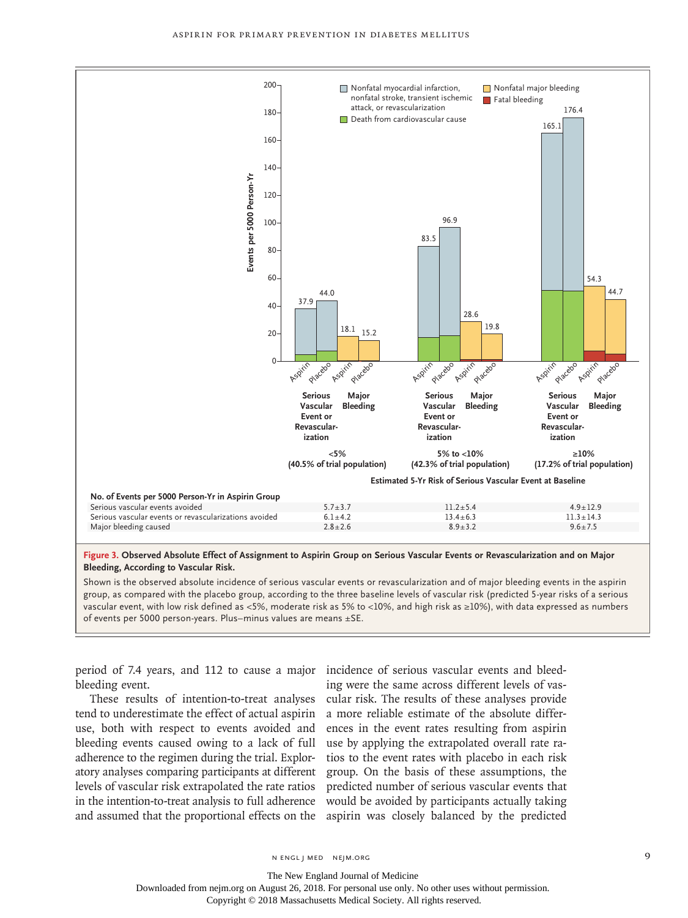| No. of Events per 5000 Person-Yr in Aspirin Group | <5% (40.5% of trial population) | 5% to <10% (42.3% of trial population) | ≥10% (17.2% of trial population) |
|---|---|---|---|
| Serious vascular events avoided | 5.7±3.7 | 11.2±5.4 | 4.9±12.9 |
| Serious vascular events or revascularizations avoided | 6.1±4.2 | 13.4±6.3 | 11.3±14.3 |
| Major bleeding caused | 2.8±2.6 | 8.9±3.2 | 9.6±7.5 |

**Figure 3. Observed Absolute Effect of Assignment to Aspirin Group on Serious Vascular Events or Revascularization and on Major Bleeding, According to Vascular Risk.**

Shown is the observed absolute incidence of serious vascular events or revascularization and of major bleeding events in the aspirin group, as compared with the placebo group, according to the three baseline levels of vascular risk (predicted 5-year risks of a serious vascular event, with low risk defined as <5%, moderate risk as 5% to <10%, and high risk as ≥10%), with data expressed as numbers of events per 5000 person-years. Plus–minus values are means ±SE.

period of 7.4 years, and 112 to cause a major bleeding event.

These results of intention-to-treat analyses tend to underestimate the effect of actual aspirin use, both with respect to events avoided and bleeding events caused owing to a lack of full adherence to the regimen during the trial. Exploratory analyses comparing participants at different levels of vascular risk extrapolated the rate ratios in the intention-to-treat analysis to full adherence and assumed that the proportional effects on the incidence of serious vascular events and bleeding were the same across different levels of vascular risk. The results of these analyses provide a more reliable estimate of the absolute differences in the event rates resulting from aspirin use by applying the extrapolated overall rate ratios to the event rates with placebo in each risk group. On the basis of these assumptions, the predicted number of serious vascular events that would be avoided by participants actually taking aspirin was closely balanced by the predicted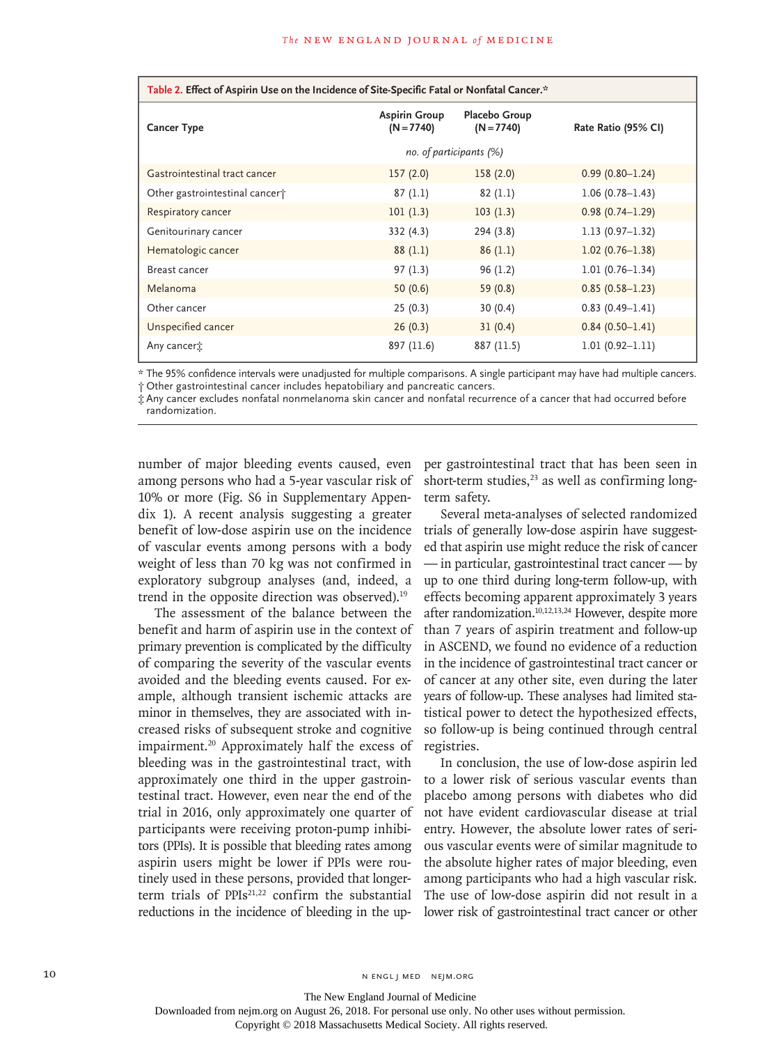**Table 2. Effect of Aspirin Use on the Incidence of Site-Specific Fatal or Nonfatal Cancer.***

| Cancer Type | Aspirin Group (N=7740) | Placebo Group (N=7740) | Rate Ratio (95% CI) |
|---|---|---|---|
| | *no. of participants (%)* | | |
| Gastrointestinal tract cancer | 157 (2.0) | 158 (2.0) | 0.99 (0.80–1.24) |
| Other gastrointestinal cancer† | 87 (1.1) | 82 (1.1) | 1.06 (0.78–1.43) |
| Respiratory cancer | 101 (1.3) | 103 (1.3) | 0.98 (0.74–1.29) |
| Genitourinary cancer | 332 (4.3) | 294 (3.8) | 1.13 (0.97–1.32) |
| Hematologic cancer | 88 (1.1) | 86 (1.1) | 1.02 (0.76–1.38) |
| Breast cancer | 97 (1.3) | 96 (1.2) | 1.01 (0.76–1.34) |
| Melanoma | 50 (0.6) | 59 (0.8) | 0.85 (0.58–1.23) |
| Other cancer | 25 (0.3) | 30 (0.4) | 0.83 (0.49–1.41) |
| Unspecified cancer | 26 (0.3) | 31 (0.4) | 0.84 (0.50–1.41) |
| Any cancer‡ | 897 (11.6) | 887 (11.5) | 1.01 (0.92–1.11) |

\* The 95% confidence intervals were unadjusted for multiple comparisons. A single participant may have had multiple cancers.
† Other gastrointestinal cancer includes hepatobiliary and pancreatic cancers.
‡ Any cancer excludes nonfatal nonmelanoma skin cancer and nonfatal recurrence of a cancer that had occurred before randomization.

number of major bleeding events caused, even among persons who had a 5-year vascular risk of 10% or more (Fig. S6 in Supplementary Appendix 1). A recent analysis suggesting a greater benefit of low-dose aspirin use on the incidence of vascular events among persons with a body weight of less than 70 kg was not confirmed in exploratory subgroup analyses (and, indeed, a trend in the opposite direction was observed).[19]

The assessment of the balance between the benefit and harm of aspirin use in the context of primary prevention is complicated by the difficulty of comparing the severity of the vascular events avoided and the bleeding events caused. For example, although transient ischemic attacks are minor in themselves, they are associated with increased risks of subsequent stroke and cognitive impairment.[20] Approximately half the excess of bleeding was in the gastrointestinal tract, with approximately one third in the upper gastrointestinal tract. However, even near the end of the trial in 2016, only approximately one quarter of participants were receiving proton-pump inhibitors (PPIs). It is possible that bleeding rates among aspirin users might be lower if PPIs were routinely used in these persons, provided that longer-term trials of PPIs[21,22] confirm the substantial reductions in the incidence of bleeding in the upper gastrointestinal tract that has been seen in short-term studies,[23] as well as confirming long-term safety.

Several meta-analyses of selected randomized trials of generally low-dose aspirin have suggested that aspirin use might reduce the risk of cancer — in particular, gastrointestinal tract cancer — by up to one third during long-term follow-up, with effects becoming apparent approximately 3 years after randomization.[10,12,13,24] However, despite more than 7 years of aspirin treatment and follow-up in ASCEND, we found no evidence of a reduction in the incidence of gastrointestinal tract cancer or of cancer at any other site, even during the later years of follow-up. These analyses had limited statistical power to detect the hypothesized effects, so follow-up is being continued through central registries.

In conclusion, the use of low-dose aspirin led to a lower risk of serious vascular events than placebo among persons with diabetes who did not have evident cardiovascular disease at trial entry. However, the absolute lower rates of serious vascular events were of similar magnitude to the absolute higher rates of major bleeding, even among participants who had a high vascular risk. The use of low-dose aspirin did not result in a lower risk of gastrointestinal tract cancer or other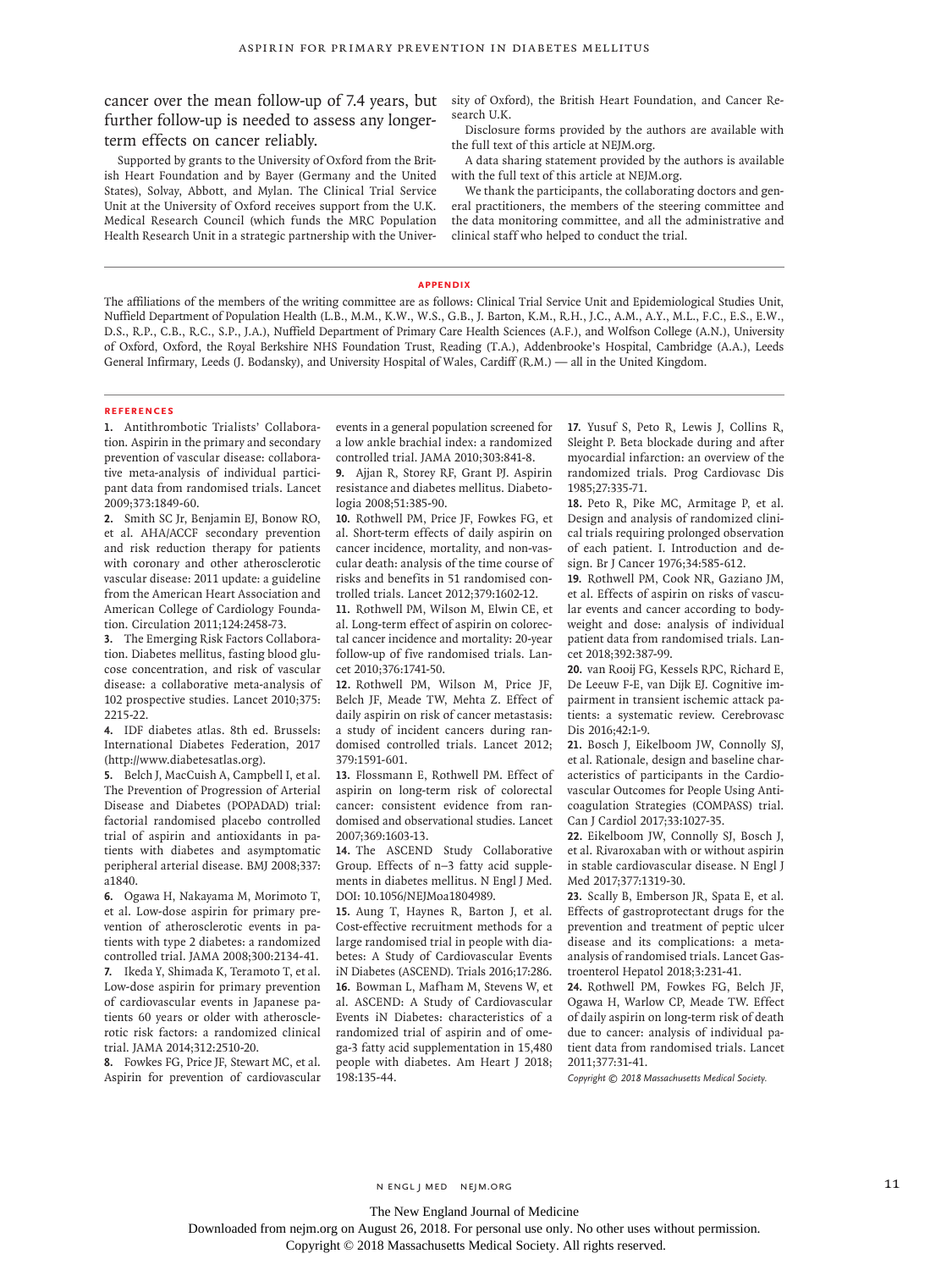cancer over the mean follow-up of 7.4 years, but further follow-up is needed to assess any longer-term effects on cancer reliably.

Supported by grants to the University of Oxford from the British Heart Foundation and by Bayer (Germany and the United States), Solvay, Abbott, and Mylan. The Clinical Trial Service Unit at the University of Oxford receives support from the U.K. Medical Research Council (which funds the MRC Population Health Research Unit in a strategic partnership with the University of Oxford), the British Heart Foundation, and Cancer Research U.K.

Disclosure forms provided by the authors are available with the full text of this article at NEJM.org.

A data sharing statement provided by the authors is available with the full text of this article at NEJM.org.

We thank the participants, the collaborating doctors and general practitioners, the members of the steering committee and the data monitoring committee, and all the administrative and clinical staff who helped to conduct the trial.

## APPENDIX

The affiliations of the members of the writing committee are as follows: Clinical Trial Service Unit and Epidemiological Studies Unit, Nuffield Department of Population Health (L.B., M.M., K.W., W.S., G.B., J. Barton, K.M., R.H., J.C., A.M., A.Y., M.L., F.C., E.S., E.W., D.S., R.P., C.B., R.C., S.P., J.A.), Nuffield Department of Primary Care Health Sciences (A.F.), and Wolfson College (A.N.), University of Oxford, Oxford, the Royal Berkshire NHS Foundation Trust, Reading (T.A.), Addenbrooke's Hospital, Cambridge (A.A.), Leeds General Infirmary, Leeds (J. Bodansky), and University Hospital of Wales, Cardiff (R.M.) — all in the United Kingdom.

## REFERENCES

1. Antithrombotic Trialists' Collaboration. Aspirin in the primary and secondary prevention of vascular disease: collaborative meta-analysis of individual participant data from randomised trials. Lancet 2009;373:1849-60.
2. Smith SC Jr, Benjamin EJ, Bonow RO, et al. AHA/ACCF secondary prevention and risk reduction therapy for patients with coronary and other atherosclerotic vascular disease: 2011 update: a guideline from the American Heart Association and American College of Cardiology Foundation. Circulation 2011;124:2458-73.
3. The Emerging Risk Factors Collaboration. Diabetes mellitus, fasting blood glucose concentration, and risk of vascular disease: a collaborative meta-analysis of 102 prospective studies. Lancet 2010;375:2215-22.
4. IDF diabetes atlas. 8th ed. Brussels: International Diabetes Federation, 2017 (http://www.diabetesatlas.org).
5. Belch J, MacCuish A, Campbell I, et al. The Prevention of Progression of Arterial Disease and Diabetes (POPADAD) trial: factorial randomised placebo controlled trial of aspirin and antioxidants in patients with diabetes and asymptomatic peripheral arterial disease. BMJ 2008;337:a1840.
6. Ogawa H, Nakayama M, Morimoto T, et al. Low-dose aspirin for primary prevention of atherosclerotic events in patients with type 2 diabetes: a randomized controlled trial. JAMA 2008;300:2134-41.
7. Ikeda Y, Shimada K, Teramoto T, et al. Low-dose aspirin for primary prevention of cardiovascular events in Japanese patients 60 years or older with atherosclerotic risk factors: a randomized clinical trial. JAMA 2014;312:2510-20.
8. Fowkes FG, Price JF, Stewart MC, et al. Aspirin for prevention of cardiovascular events in a general population screened for a low ankle brachial index: a randomized controlled trial. JAMA 2010;303:841-8.
9. Ajjan R, Storey RF, Grant PJ. Aspirin resistance and diabetes mellitus. Diabetologia 2008;51:385-90.
10. Rothwell PM, Price JF, Fowkes FG, et al. Short-term effects of daily aspirin on cancer incidence, mortality, and non-vascular death: analysis of the time course of risks and benefits in 51 randomised controlled trials. Lancet 2012;379:1602-12.
11. Rothwell PM, Wilson M, Elwin CE, et al. Long-term effect of aspirin on colorectal cancer incidence and mortality: 20-year follow-up of five randomised trials. Lancet 2010;376:1741-50.
12. Rothwell PM, Wilson M, Price JF, Belch JF, Meade TW, Mehta Z. Effect of daily aspirin on risk of cancer metastasis: a study of incident cancers during randomised controlled trials. Lancet 2012;379:1591-601.
13. Flossmann E, Rothwell PM. Effect of aspirin on long-term risk of colorectal cancer: consistent evidence from randomised and observational studies. Lancet 2007;369:1603-13.
14. The ASCEND Study Collaborative Group. Effects of n−3 fatty acid supplements in diabetes mellitus. N Engl J Med. DOI: 10.1056/NEJMoa1804989.
15. Aung T, Haynes R, Barton J, et al. Cost-effective recruitment methods for a large randomised trial in people with diabetes: A Study of Cardiovascular Events iN Diabetes (ASCEND). Trials 2016;17:286.
16. Bowman L, Mafham M, Stevens W, et al. ASCEND: A Study of Cardiovascular Events iN Diabetes: characteristics of a randomized trial of aspirin and of omega-3 fatty acid supplementation in 15,480 people with diabetes. Am Heart J 2018;198:135-44.
17. Yusuf S, Peto R, Lewis J, Collins R, Sleight P. Beta blockade during and after myocardial infarction: an overview of the randomized trials. Prog Cardiovasc Dis 1985;27:335-71.
18. Peto R, Pike MC, Armitage P, et al. Design and analysis of randomized clinical trials requiring prolonged observation of each patient. I. Introduction and design. Br J Cancer 1976;34:585-612.
19. Rothwell PM, Cook NR, Gaziano JM, et al. Effects of aspirin on risks of vascular events and cancer according to bodyweight and dose: analysis of individual patient data from randomised trials. Lancet 2018;392:387-99.
20. van Rooij FG, Kessels RPC, Richard E, De Leeuw F-E, van Dijk EJ. Cognitive impairment in transient ischemic attack patients: a systematic review. Cerebrovasc Dis 2016;42:1-9.
21. Bosch J, Eikelboom JW, Connolly SJ, et al. Rationale, design and baseline characteristics of participants in the Cardiovascular Outcomes for People Using Anticoagulation Strategies (COMPASS) trial. Can J Cardiol 2017;33:1027-35.
22. Eikelboom JW, Connolly SJ, Bosch J, et al. Rivaroxaban with or without aspirin in stable cardiovascular disease. N Engl J Med 2017;377:1319-30.
23. Scally B, Emberson JR, Spata E, et al. Effects of gastroprotectant drugs for the prevention and treatment of peptic ulcer disease and its complications: a meta-analysis of randomised trials. Lancet Gastroenterol Hepatol 2018;3:231-41.
24. Rothwell PM, Fowkes FG, Belch JF, Ogawa H, Warlow CP, Meade TW. Effect of daily aspirin on long-term risk of death due to cancer: analysis of individual patient data from randomised trials. Lancet 2011;377:31-41.

*Copyright © 2018 Massachusetts Medical Society.*